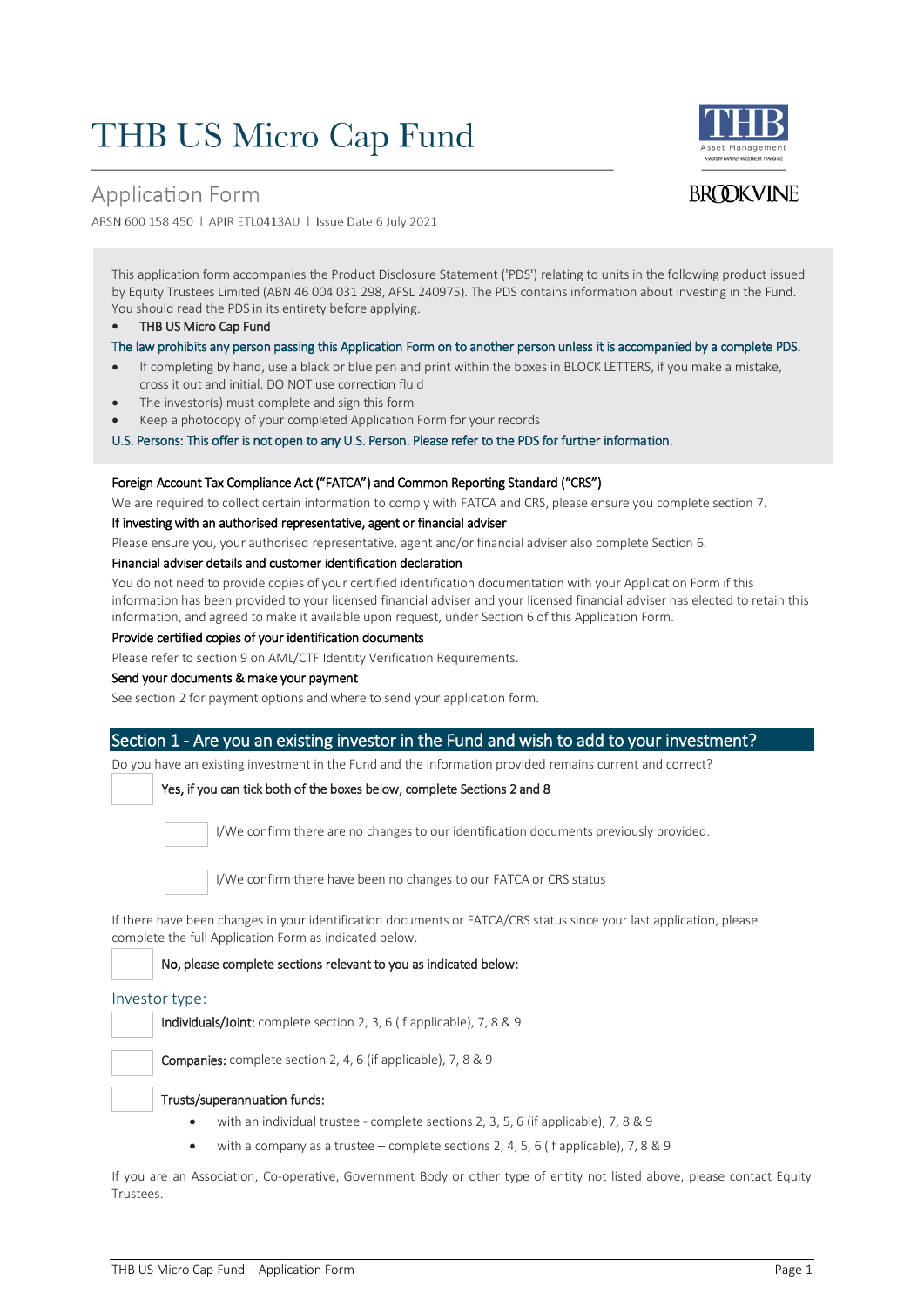# THB US Micro Cap Fund

## Application Form

ARSN 600 158 450 | APIR ETL0413AU | Issue Date 6 July 2021

This application form accompanies the Product Disclosure Statement ('PDS') relating to units in the following product issued by Equity Trustees Limited (ABN 46 004 031 298, AFSL 240975). The PDS contains information about investing in the Fund. You should read the PDS in its entirety before applying.

- THB US Micro Cap Fund

The law prohibits any person passing this Application Form on to another person unless it is accompanied by a complete PDS.

- If completing by hand, use a black or blue pen and print within the boxes in BLOCK LETTERS, if you make a mistake, cross it out and initial. DO NOT use correction fluid
- The investor(s) must complete and sign this form
- Keep a photocopy of your completed Application Form for your records

U.S. Persons: This offer is not open to any U.S. Person. Please refer to the PDS for further information.

**Foreign Account Tax Compliance Act ("FATCA") and Common Reporting Standard ("CRS")**

We are required to collect certain information to comply with FATCA and CRS, please ensure you complete section 7.

**If investing with an authorised representative, agent or financial adviser**

Please ensure you, your authorised representative, agent and/or financial adviser also complete Section 6.

**Financial adviser details and customer identification declaration**

You do not need to provide copies of your certified identification documentation with your Application Form if this information has been provided to your licensed financial adviser and your licensed financial adviser has elected to retain this information, and agreed to make it available upon request, under Section 6 of this Application Form.

**Provide certified copies of your identification documents**

Please refer to section 9 on AML/CTF Identity Verification Requirements.

**Send your documents & make your payment**

See section 2 for payment options and where to send your application form.

## Section 1 - Are you an existing investor in the Fund and wish to add to your investment?

Do you have an existing investment in the Fund and the information provided remains current and correct?

☐ **Yes, if you can tick both of the boxes below, complete Sections 2 and 8**

☐ I/We confirm there are no changes to our identification documents previously provided.

☐ I/We confirm there have been no changes to our FATCA or CRS status

If there have been changes in your identification documents or FATCA/CRS status since your last application, please complete the full Application Form as indicated below.

☐ **No, please complete sections relevant to you as indicated below:**

### Investor type:

☐ **Individuals/Joint:** complete section 2, 3, 6 (if applicable), 7, 8 & 9

☐ **Companies:** complete section 2, 4, 6 (if applicable), 7, 8 & 9

☐ **Trusts/superannuation funds:**

- with an individual trustee - complete sections 2, 3, 5, 6 (if applicable), 7, 8 & 9
- with a company as a trustee – complete sections 2, 4, 5, 6 (if applicable), 7, 8 & 9

If you are an Association, Co-operative, Government Body or other type of entity not listed above, please contact Equity Trustees.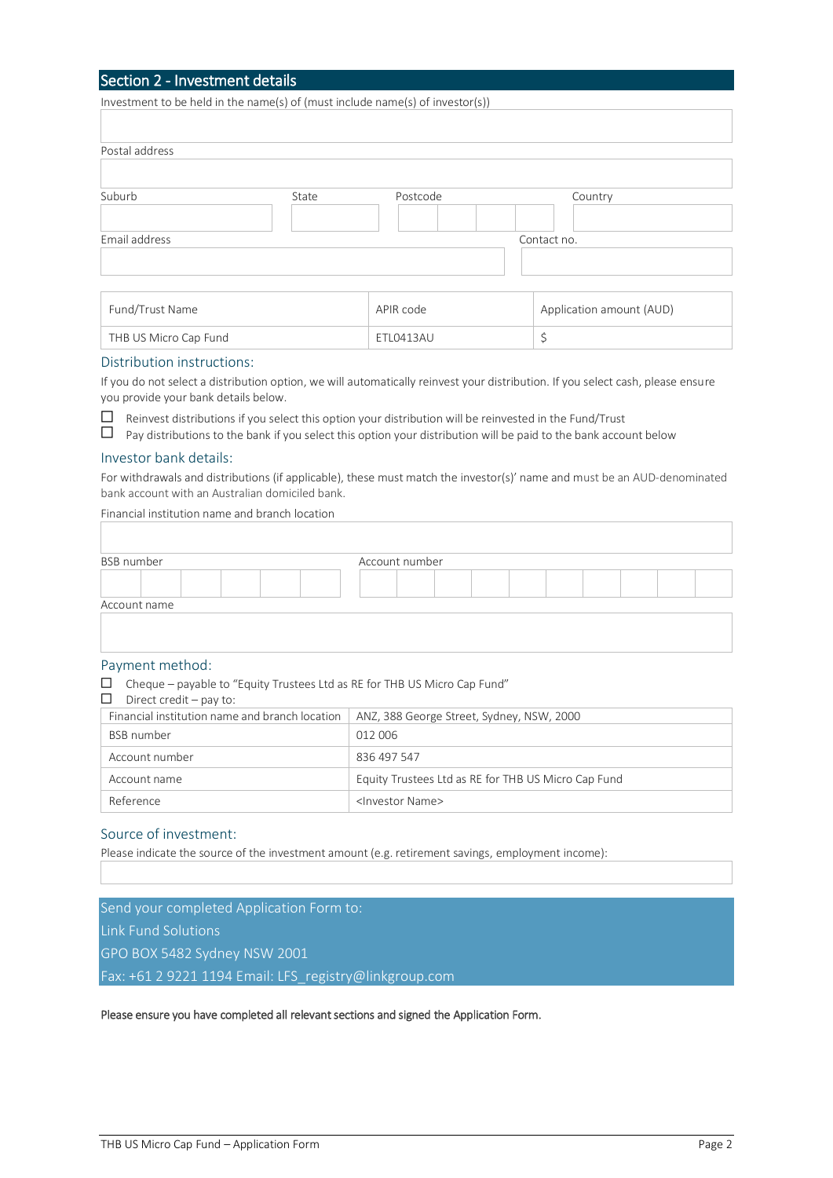## Section 2 - Investment details

Investment to be held in the name(s) of (must include name(s) of investor(s))

Postal address

Suburb | State | Postcode | Country

Email address | Contact no.

| Fund/Trust Name | APIR code | Application amount (AUD) |
| --- | --- | --- |
| THB US Micro Cap Fund | ETL0413AU | $ |

### Distribution instructions:

If you do not select a distribution option, we will automatically reinvest your distribution. If you select cash, please ensure you provide your bank details below.

☐ Reinvest distributions if you select this option your distribution will be reinvested in the Fund/Trust

☐ Pay distributions to the bank if you select this option your distribution will be paid to the bank account below

### Investor bank details:

For withdrawals and distributions (if applicable), these must match the investor(s)' name and must be an AUD-denominated bank account with an Australian domiciled bank.

Financial institution name and branch location

BSB number | Account number

Account name

### Payment method:

☐ Cheque – payable to "Equity Trustees Ltd as RE for THB US Micro Cap Fund"

☐ Direct credit – pay to:

| | |
| --- | --- |
| Financial institution name and branch location | ANZ, 388 George Street, Sydney, NSW, 2000 |
| BSB number | 012 006 |
| Account number | 836 497 547 |
| Account name | Equity Trustees Ltd as RE for THB US Micro Cap Fund |
| Reference | <Investor Name> |

### Source of investment:

Please indicate the source of the investment amount (e.g. retirement savings, employment income):

Send your completed Application Form to:
Link Fund Solutions
GPO BOX 5482 Sydney NSW 2001
Fax: +61 2 9221 1194 Email: LFS_registry@linkgroup.com

**Please ensure you have completed all relevant sections and signed the Application Form.**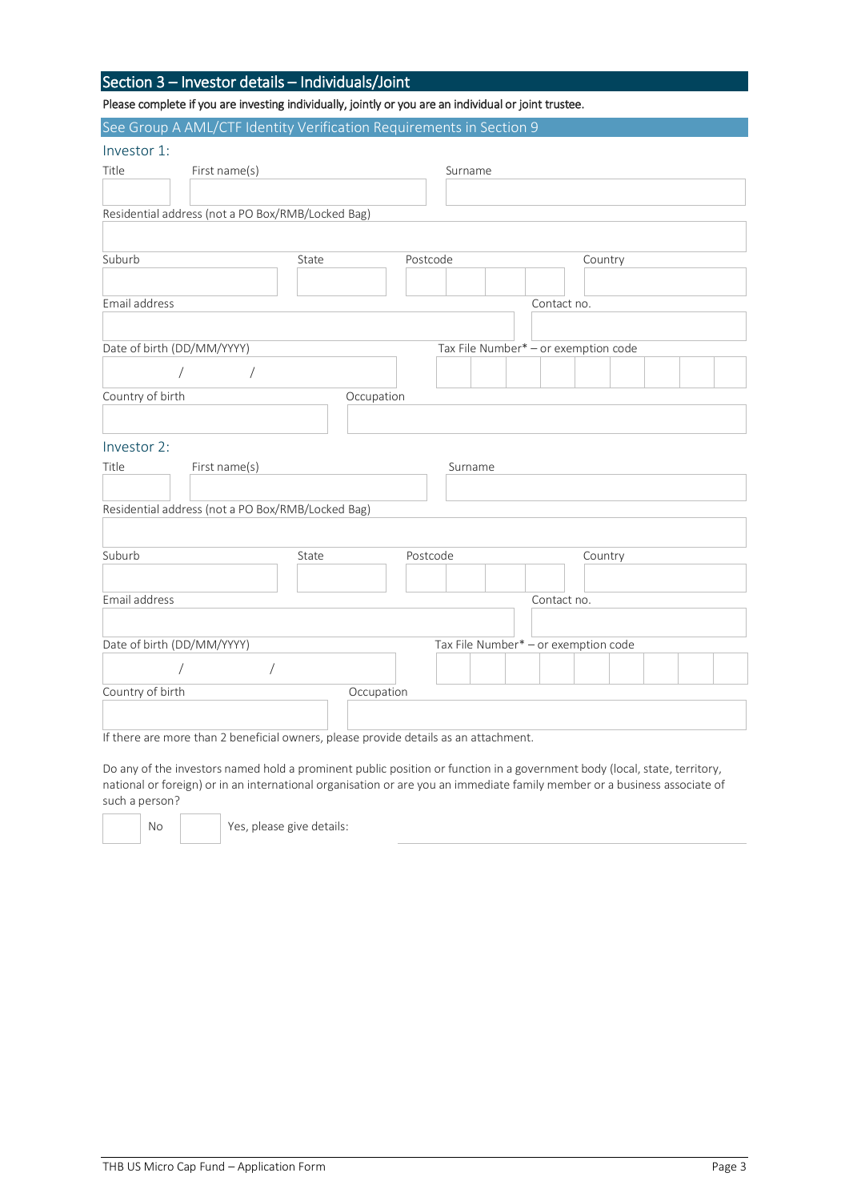## Section 3 – Investor details – Individuals/Joint

**Please complete if you are investing individually, jointly or you are an individual or joint trustee.**

### See Group A AML/CTF Identity Verification Requirements in Section 9

### Investor 1:

Title First name(s) Surname

Residential address (not a PO Box/RMB/Locked Bag)

Suburb State Postcode Country

Email address Contact no.

Date of birth (DD/MM/YYYY) / / Tax File Number* – or exemption code

Country of birth Occupation

### Investor 2:

Title First name(s) Surname

Residential address (not a PO Box/RMB/Locked Bag)

Suburb State Postcode Country

Email address Contact no.

Date of birth (DD/MM/YYYY) / / Tax File Number* – or exemption code

Country of birth Occupation

If there are more than 2 beneficial owners, please provide details as an attachment.

Do any of the investors named hold a prominent public position or function in a government body (local, state, territory, national or foreign) or in an international organisation or are you an immediate family member or a business associate of such a person?

☐ No ☐ Yes, please give details: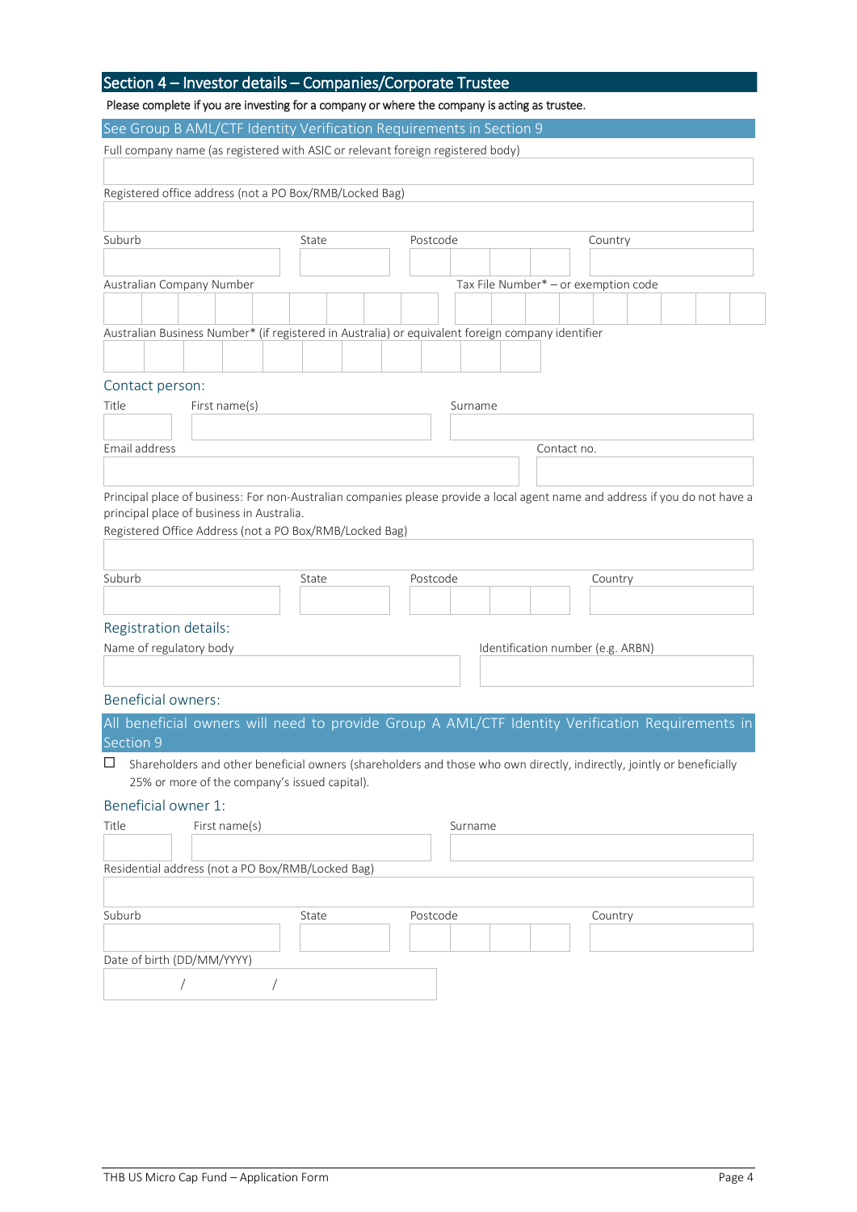## Section 4 – Investor details – Companies/Corporate Trustee

**Please complete if you are investing for a company or where the company is acting as trustee.**

See Group B AML/CTF Identity Verification Requirements in Section 9

Full company name (as registered with ASIC or relevant foreign registered body)

Registered office address (not a PO Box/RMB/Locked Bag)

Suburb | State | Postcode | Country

Australian Company Number

Tax File Number* – or exemption code

Australian Business Number* (if registered in Australia) or equivalent foreign company identifier

### Contact person:

Title | First name(s) | Surname

Email address | Contact no.

Principal place of business: For non-Australian companies please provide a local agent name and address if you do not have a principal place of business in Australia.

Registered Office Address (not a PO Box/RMB/Locked Bag)

Suburb | State | Postcode | Country

### Registration details:

Name of regulatory body | Identification number (e.g. ARBN)

### Beneficial owners:

All beneficial owners will need to provide Group A AML/CTF Identity Verification Requirements in Section 9

☐ Shareholders and other beneficial owners (shareholders and those who own directly, indirectly, jointly or beneficially 25% or more of the company's issued capital).

### Beneficial owner 1:

Title | First name(s) | Surname

Residential address (not a PO Box/RMB/Locked Bag)

Suburb | State | Postcode | Country

Date of birth (DD/MM/YYYY)

/ /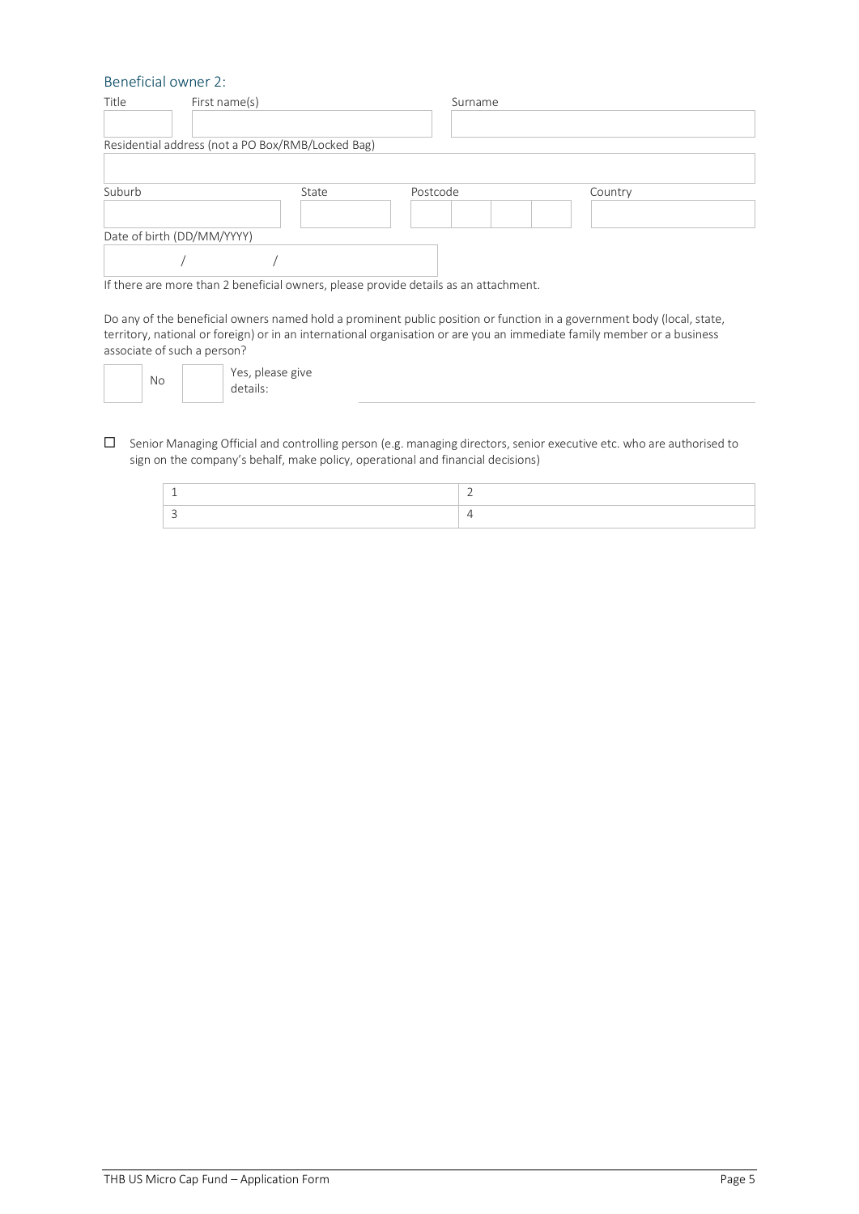### Beneficial owner 2:

| Title | First name(s) | Surname |
| --- | --- | --- |
| | | |

Residential address (not a PO Box/RMB/Locked Bag)

| Suburb | State | Postcode | Country |
| --- | --- | --- | --- |
| | | | |

Date of birth (DD/MM/YYYY)

/ /

If there are more than 2 beneficial owners, please provide details as an attachment.

Do any of the beneficial owners named hold a prominent public position or function in a government body (local, state, territory, national or foreign) or in an international organisation or are you an immediate family member or a business associate of such a person?

☐ No ☐ Yes, please give details: ______________________________

☐ Senior Managing Official and controlling person (e.g. managing directors, senior executive etc. who are authorised to sign on the company's behalf, make policy, operational and financial decisions)

| 1 | 2 |
| --- | --- |
| 3 | 4 |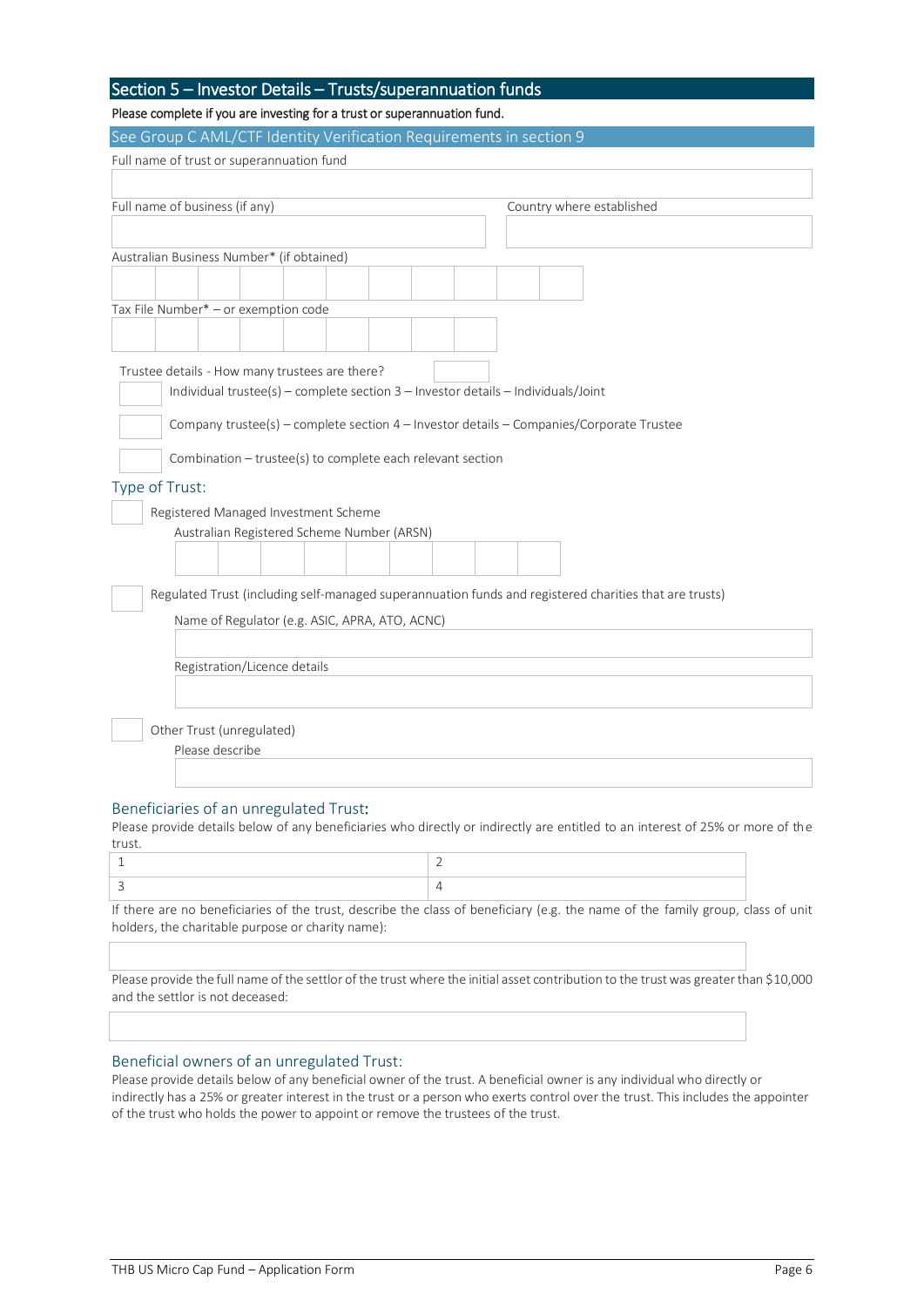## Section 5 – Investor Details – Trusts/superannuation funds

**Please complete if you are investing for a trust or superannuation fund.**

See Group C AML/CTF Identity Verification Requirements in section 9

Full name of trust or superannuation fund

Full name of business (if any)

Country where established

Australian Business Number* (if obtained)

Tax File Number* – or exemption code

Trustee details - How many trustees are there?

- Individual trustee(s) – complete section 3 – Investor details – Individuals/Joint
- Company trustee(s) – complete section 4 – Investor details – Companies/Corporate Trustee
- Combination – trustee(s) to complete each relevant section

### Type of Trust:

- Registered Managed Investment Scheme
  - Australian Registered Scheme Number (ARSN)
- Regulated Trust (including self-managed superannuation funds and registered charities that are trusts)
  - Name of Regulator (e.g. ASIC, APRA, ATO, ACNC)
  - Registration/Licence details
- Other Trust (unregulated)
  - Please describe

### Beneficiaries of an unregulated Trust:

Please provide details below of any beneficiaries who directly or indirectly are entitled to an interest of 25% or more of the trust.

| 1 | 2 |
|---|---|
| 3 | 4 |

If there are no beneficiaries of the trust, describe the class of beneficiary (e.g. the name of the family group, class of unit holders, the charitable purpose or charity name):

Please provide the full name of the settlor of the trust where the initial asset contribution to the trust was greater than $10,000 and the settlor is not deceased:

### Beneficial owners of an unregulated Trust:

Please provide details below of any beneficial owner of the trust. A beneficial owner is any individual who directly or indirectly has a 25% or greater interest in the trust or a person who exerts control over the trust. This includes the appointer of the trust who holds the power to appoint or remove the trustees of the trust.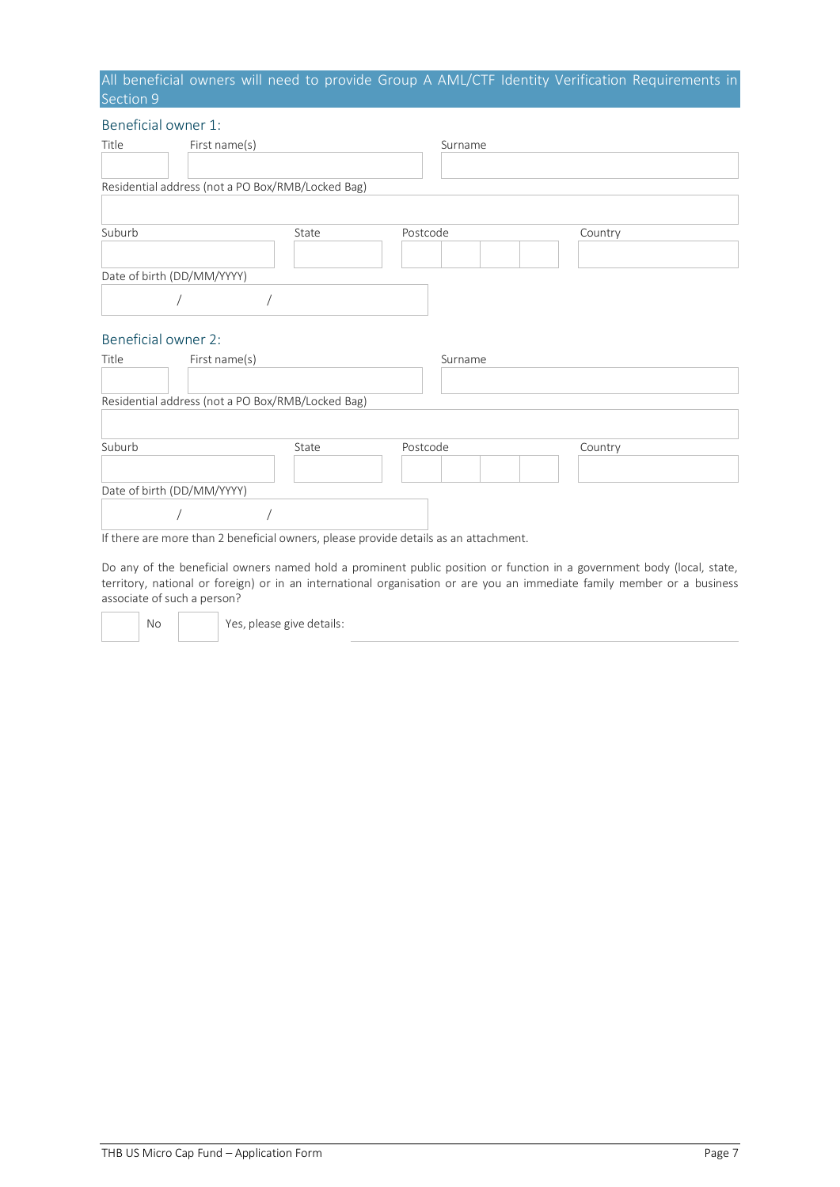**All beneficial owners will need to provide Group A AML/CTF Identity Verification Requirements in Section 9**

### Beneficial owner 1:

| Title | First name(s) | Surname |
|---|---|---|
| | | |

Residential address (not a PO Box/RMB/Locked Bag)

| Suburb | State | Postcode | Country |
|---|---|---|---|
| | | | |

Date of birth (DD/MM/YYYY)

/ /

### Beneficial owner 2:

| Title | First name(s) | Surname |
|---|---|---|
| | | |

Residential address (not a PO Box/RMB/Locked Bag)

| Suburb | State | Postcode | Country |
|---|---|---|---|
| | | | |

Date of birth (DD/MM/YYYY)

/ /

If there are more than 2 beneficial owners, please provide details as an attachment.

Do any of the beneficial owners named hold a prominent public position or function in a government body (local, state, territory, national or foreign) or in an international organisation or are you an immediate family member or a business associate of such a person?

☐ No ☐ Yes, please give details: ______________________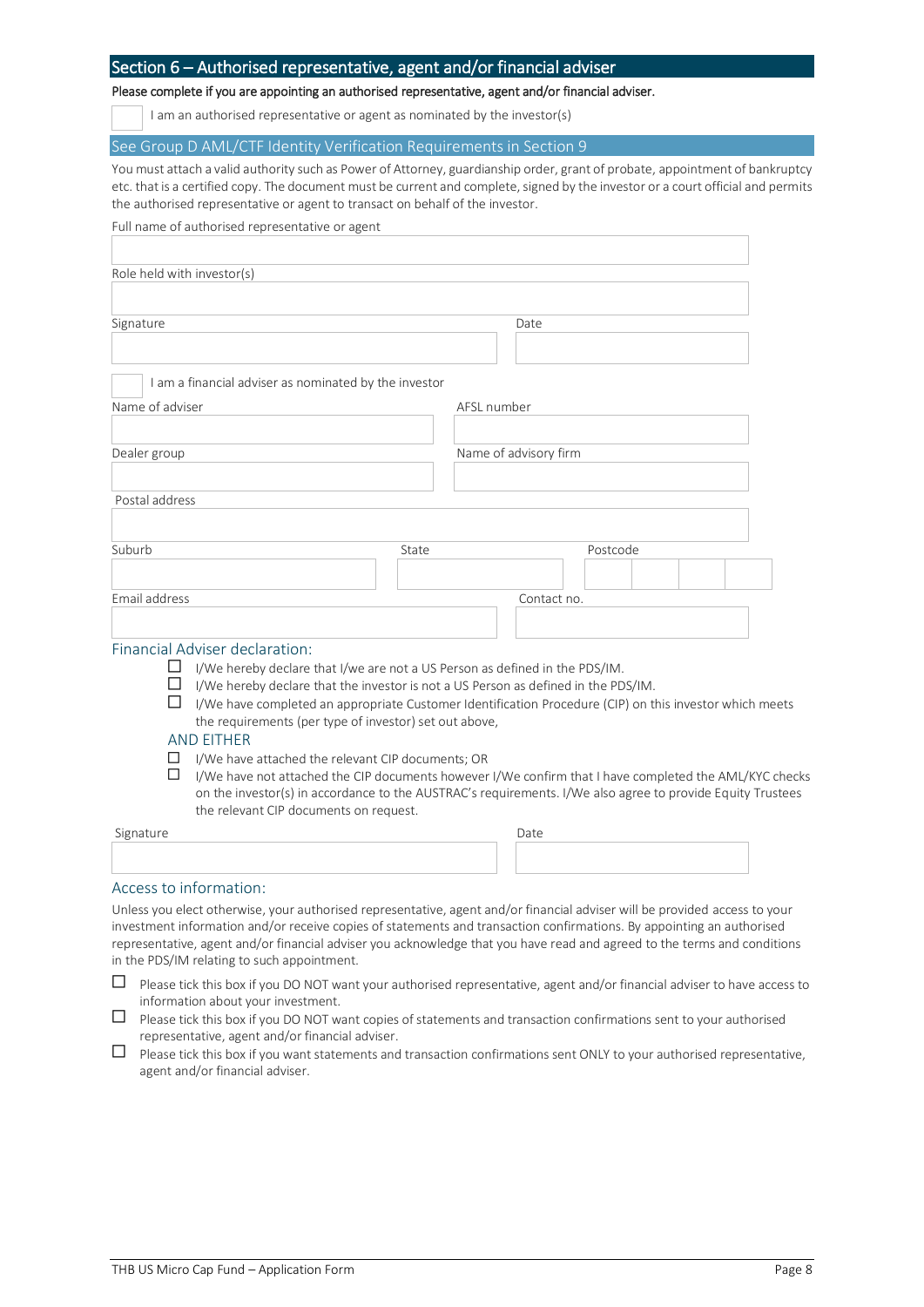## Section 6 – Authorised representative, agent and/or financial adviser

**Please complete if you are appointing an authorised representative, agent and/or financial adviser.**

☐ I am an authorised representative or agent as nominated by the investor(s)

### See Group D AML/CTF Identity Verification Requirements in Section 9

You must attach a valid authority such as Power of Attorney, guardianship order, grant of probate, appointment of bankruptcy etc. that is a certified copy. The document must be current and complete, signed by the investor or a court official and permits the authorised representative or agent to transact on behalf of the investor.

Full name of authorised representative or agent

Role held with investor(s)

Signature | Date

☐ I am a financial adviser as nominated by the investor

Name of adviser | AFSL number

Dealer group | Name of advisory firm

Postal address

Suburb | State | Postcode

Email address | Contact no.

### Financial Adviser declaration:

- ☐ I/We hereby declare that I/we are not a US Person as defined in the PDS/IM.
- ☐ I/We hereby declare that the investor is not a US Person as defined in the PDS/IM.
- ☐ I/We have completed an appropriate Customer Identification Procedure (CIP) on this investor which meets the requirements (per type of investor) set out above,

AND EITHER

- ☐ I/We have attached the relevant CIP documents; OR
- ☐ I/We have not attached the CIP documents however I/We confirm that I have completed the AML/KYC checks on the investor(s) in accordance to the AUSTRAC's requirements. I/We also agree to provide Equity Trustees the relevant CIP documents on request.

Signature | Date

### Access to information:

Unless you elect otherwise, your authorised representative, agent and/or financial adviser will be provided access to your investment information and/or receive copies of statements and transaction confirmations. By appointing an authorised representative, agent and/or financial adviser you acknowledge that you have read and agreed to the terms and conditions in the PDS/IM relating to such appointment.

- ☐ Please tick this box if you DO NOT want your authorised representative, agent and/or financial adviser to have access to information about your investment.
- ☐ Please tick this box if you DO NOT want copies of statements and transaction confirmations sent to your authorised representative, agent and/or financial adviser.
- ☐ Please tick this box if you want statements and transaction confirmations sent ONLY to your authorised representative, agent and/or financial adviser.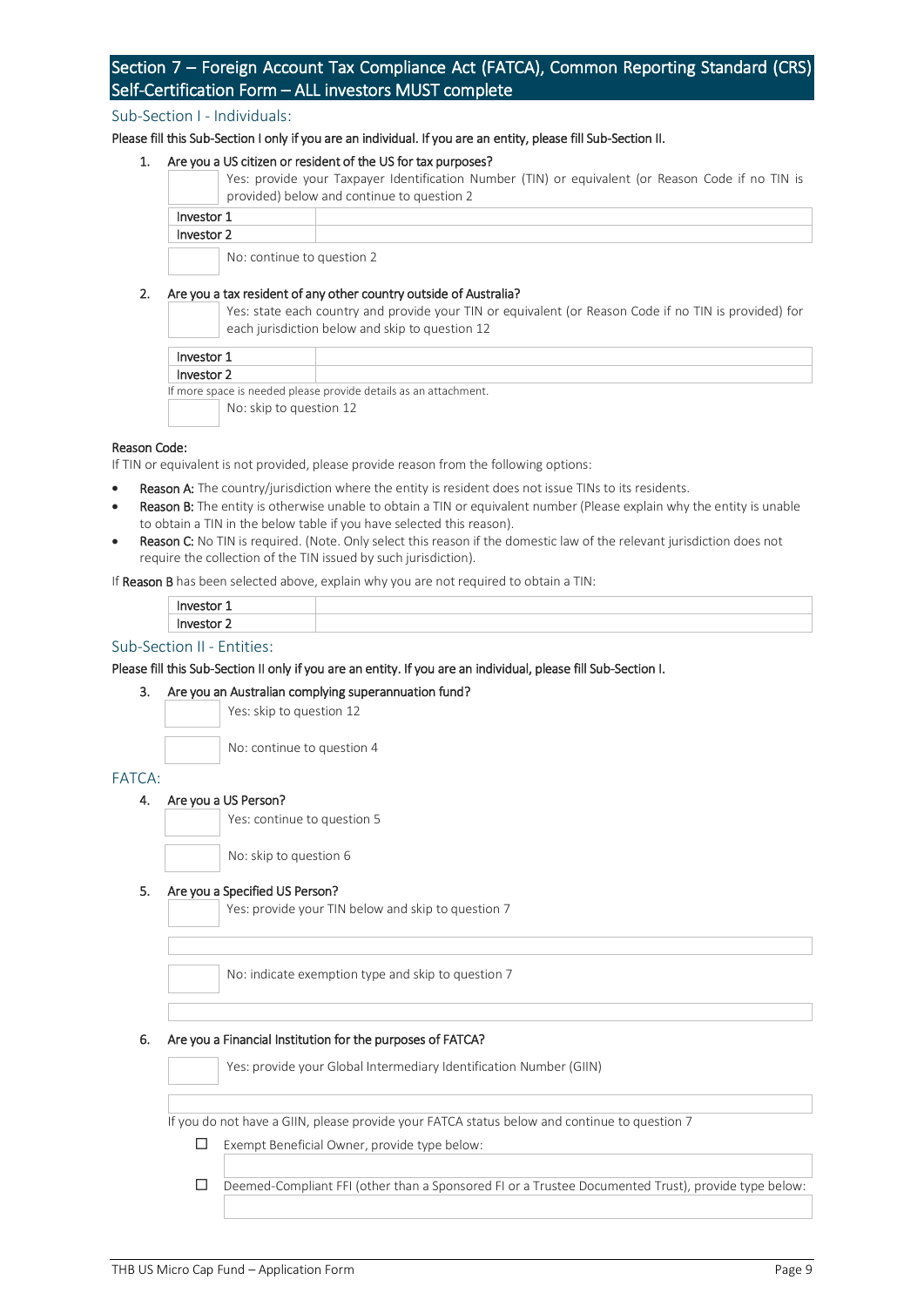## Section 7 – Foreign Account Tax Compliance Act (FATCA), Common Reporting Standard (CRS) Self-Certification Form – ALL investors MUST complete

### Sub-Section I - Individuals:

**Please fill this Sub-Section I only if you are an individual. If you are an entity, please fill Sub-Section II.**

1. **Are you a US citizen or resident of the US for tax purposes?**

   ☐ Yes: provide your Taxpayer Identification Number (TIN) or equivalent (or Reason Code if no TIN is provided) below and continue to question 2

| | |
|---|---|
| Investor 1 | |
| Investor 2 | |

   ☐ No: continue to question 2

2. **Are you a tax resident of any other country outside of Australia?**

   ☐ Yes: state each country and provide your TIN or equivalent (or Reason Code if no TIN is provided) for each jurisdiction below and skip to question 12

| | |
|---|---|
| Investor 1 | |
| Investor 2 | |

   If more space is needed please provide details as an attachment.

   ☐ No: skip to question 12

**Reason Code:**

If TIN or equivalent is not provided, please provide reason from the following options:

- **Reason A:** The country/jurisdiction where the entity is resident does not issue TINs to its residents.
- **Reason B:** The entity is otherwise unable to obtain a TIN or equivalent number (Please explain why the entity is unable to obtain a TIN in the below table if you have selected this reason).
- **Reason C:** No TIN is required. (Note. Only select this reason if the domestic law of the relevant jurisdiction does not require the collection of the TIN issued by such jurisdiction).

If **Reason B** has been selected above, explain why you are not required to obtain a TIN:

| | |
|---|---|
| Investor 1 | |
| Investor 2 | |

### Sub-Section II - Entities:

**Please fill this Sub-Section II only if you are an entity. If you are an individual, please fill Sub-Section I.**

3. **Are you an Australian complying superannuation fund?**

   ☐ Yes: skip to question 12

   ☐ No: continue to question 4

### FATCA:

4. **Are you a US Person?**

   ☐ Yes: continue to question 5

   ☐ No: skip to question 6

5. **Are you a Specified US Person?**

   ☐ Yes: provide your TIN below and skip to question 7

   ____________________

   ☐ No: indicate exemption type and skip to question 7

   ____________________

6. **Are you a Financial Institution for the purposes of FATCA?**

   ☐ Yes: provide your Global Intermediary Identification Number (GIIN)

   ____________________

   If you do not have a GIIN, please provide your FATCA status below and continue to question 7

   ☐ Exempt Beneficial Owner, provide type below:

   ____________________

   ☐ Deemed-Compliant FFI (other than a Sponsored FI or a Trustee Documented Trust), provide type below:

   ____________________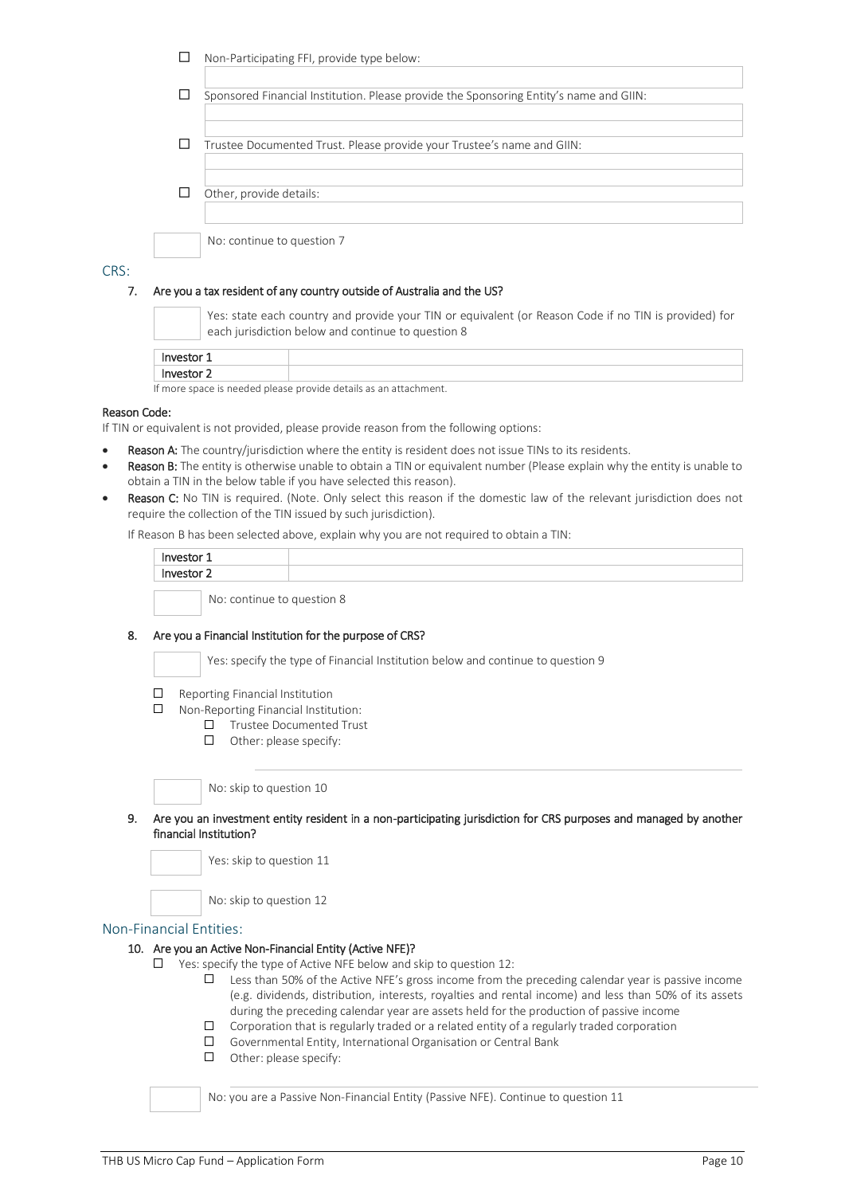- ☐ Non-Participating FFI, provide type below:

- ☐ Sponsored Financial Institution. Please provide the Sponsoring Entity's name and GIIN:

- ☐ Trustee Documented Trust. Please provide your Trustee's name and GIIN:

- ☐ Other, provide details:

☐ No: continue to question 7

## CRS:

**7. Are you a tax resident of any country outside of Australia and the US?**

☐ Yes: state each country and provide your TIN or equivalent (or Reason Code if no TIN is provided) for each jurisdiction below and continue to question 8

| Investor 1 | |
|---|---|
| Investor 2 | |

If more space is needed please provide details as an attachment.

**Reason Code:**

If TIN or equivalent is not provided, please provide reason from the following options:

- **Reason A:** The country/jurisdiction where the entity is resident does not issue TINs to its residents.
- **Reason B:** The entity is otherwise unable to obtain a TIN or equivalent number (Please explain why the entity is unable to obtain a TIN in the below table if you have selected this reason).
- **Reason C:** No TIN is required. (Note. Only select this reason if the domestic law of the relevant jurisdiction does not require the collection of the TIN issued by such jurisdiction).

If Reason B has been selected above, explain why you are not required to obtain a TIN:

| Investor 1 | |
|---|---|
| Investor 2 | |

☐ No: continue to question 8

**8. Are you a Financial Institution for the purpose of CRS?**

☐ Yes: specify the type of Financial Institution below and continue to question 9

- ☐ Reporting Financial Institution
- ☐ Non-Reporting Financial Institution:
  - ☐ Trustee Documented Trust
  - ☐ Other: please specify:

☐ No: skip to question 10

**9. Are you an investment entity resident in a non-participating jurisdiction for CRS purposes and managed by another financial Institution?**

☐ Yes: skip to question 11

☐ No: skip to question 12

## Non-Financial Entities:

**10. Are you an Active Non-Financial Entity (Active NFE)?**

- ☐ Yes: specify the type of Active NFE below and skip to question 12:
  - ☐ Less than 50% of the Active NFE's gross income from the preceding calendar year is passive income (e.g. dividends, distribution, interests, royalties and rental income) and less than 50% of its assets during the preceding calendar year are assets held for the production of passive income
  - ☐ Corporation that is regularly traded or a related entity of a regularly traded corporation
  - ☐ Governmental Entity, International Organisation or Central Bank
  - ☐ Other: please specify:

☐ No: you are a Passive Non-Financial Entity (Passive NFE). Continue to question 11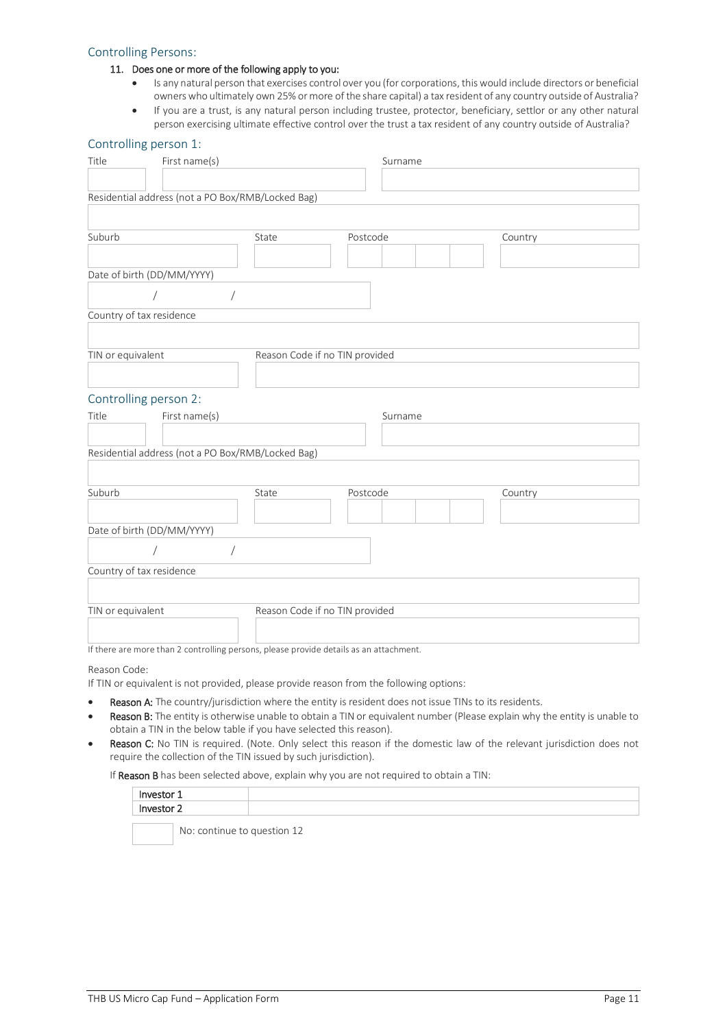## Controlling Persons:

**11. Does one or more of the following apply to you:**

- Is any natural person that exercises control over you (for corporations, this would include directors or beneficial owners who ultimately own 25% or more of the share capital) a tax resident of any country outside of Australia?
- If you are a trust, is any natural person including trustee, protector, beneficiary, settlor or any other natural person exercising ultimate effective control over the trust a tax resident of any country outside of Australia?

### Controlling person 1:

| Title | First name(s) | Surname |
|---|---|---|
| | | |

Residential address (not a PO Box/RMB/Locked Bag)

| Suburb | State | Postcode | Country |
|---|---|---|---|
| | | | |

Date of birth (DD/MM/YYYY)

/ /

Country of tax residence

| TIN or equivalent | Reason Code if no TIN provided |
|---|---|
| | |

### Controlling person 2:

| Title | First name(s) | Surname |
|---|---|---|
| | | |

Residential address (not a PO Box/RMB/Locked Bag)

| Suburb | State | Postcode | Country |
|---|---|---|---|
| | | | |

Date of birth (DD/MM/YYYY)

/ /

Country of tax residence

| TIN or equivalent | Reason Code if no TIN provided |
|---|---|
| | |

If there are more than 2 controlling persons, please provide details as an attachment.

Reason Code:

If TIN or equivalent is not provided, please provide reason from the following options:

- **Reason A:** The country/jurisdiction where the entity is resident does not issue TINs to its residents.
- **Reason B:** The entity is otherwise unable to obtain a TIN or equivalent number (Please explain why the entity is unable to obtain a TIN in the below table if you have selected this reason).
- **Reason C:** No TIN is required. (Note. Only select this reason if the domestic law of the relevant jurisdiction does not require the collection of the TIN issued by such jurisdiction).

If **Reason B** has been selected above, explain why you are not required to obtain a TIN:

| Investor 1 | |
|---|---|
| Investor 2 | |

☐ No: continue to question 12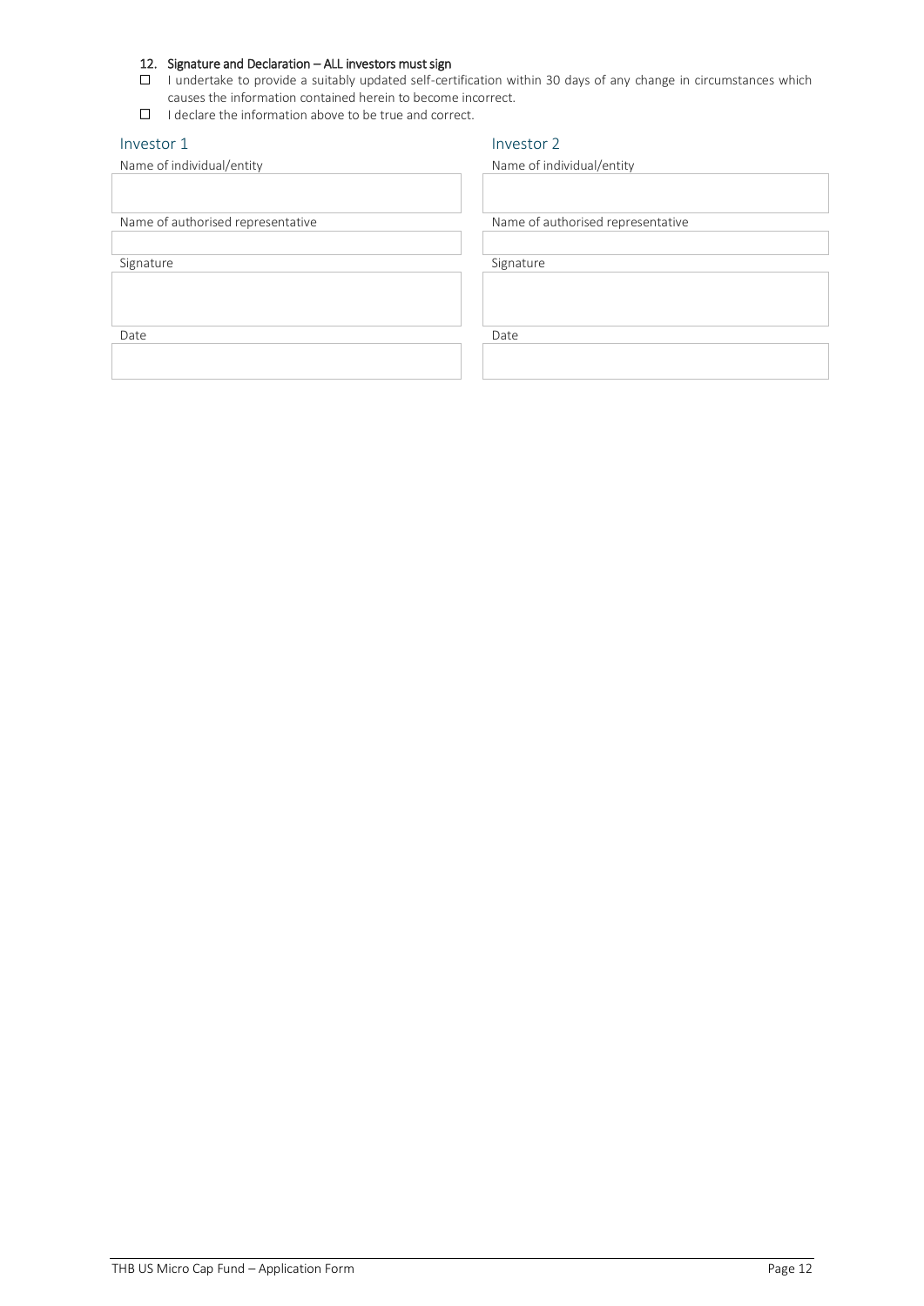### 12. Signature and Declaration – ALL investors must sign

- ☐ I undertake to provide a suitably updated self-certification within 30 days of any change in circumstances which causes the information contained herein to become incorrect.
- ☐ I declare the information above to be true and correct.

| Investor 1 | Investor 2 |
|---|---|
| Name of individual/entity | Name of individual/entity |
| | |
| Name of authorised representative | Name of authorised representative |
| | |
| Signature | Signature |
| | |
| Date | Date |
| | |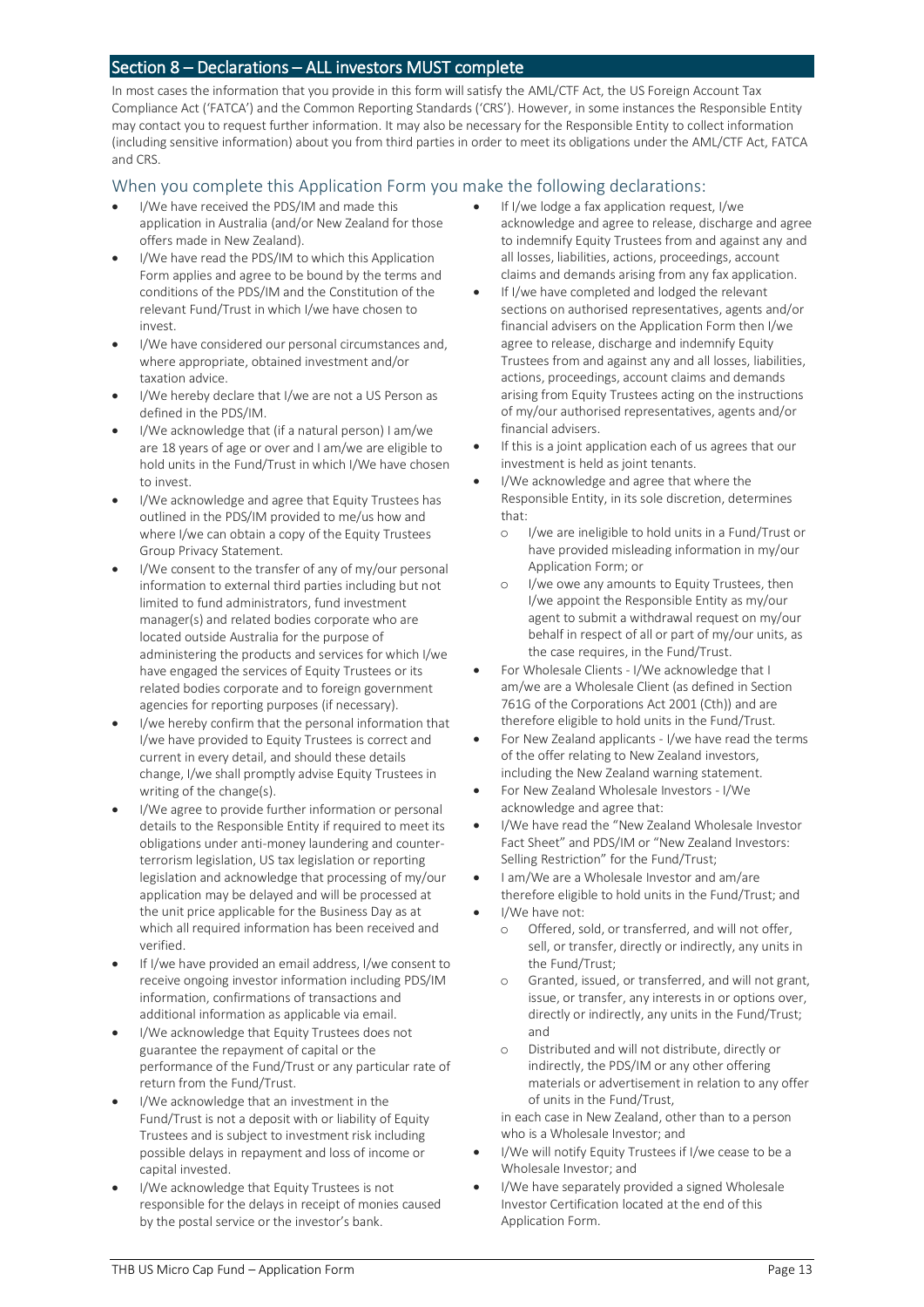## Section 8 – Declarations – ALL investors MUST complete

In most cases the information that you provide in this form will satisfy the AML/CTF Act, the US Foreign Account Tax Compliance Act ('FATCA') and the Common Reporting Standards ('CRS'). However, in some instances the Responsible Entity may contact you to request further information. It may also be necessary for the Responsible Entity to collect information (including sensitive information) about you from third parties in order to meet its obligations under the AML/CTF Act, FATCA and CRS.

### When you complete this Application Form you make the following declarations:

- I/We have received the PDS/IM and made this application in Australia (and/or New Zealand for those offers made in New Zealand).
- I/We have read the PDS/IM to which this Application Form applies and agree to be bound by the terms and conditions of the PDS/IM and the Constitution of the relevant Fund/Trust in which I/we have chosen to invest.
- I/We have considered our personal circumstances and, where appropriate, obtained investment and/or taxation advice.
- I/We hereby declare that I/we are not a US Person as defined in the PDS/IM.
- I/We acknowledge that (if a natural person) I am/we are 18 years of age or over and I am/we are eligible to hold units in the Fund/Trust in which I/We have chosen to invest.
- I/We acknowledge and agree that Equity Trustees has outlined in the PDS/IM provided to me/us how and where I/we can obtain a copy of the Equity Trustees Group Privacy Statement.
- I/We consent to the transfer of any of my/our personal information to external third parties including but not limited to fund administrators, fund investment manager(s) and related bodies corporate who are located outside Australia for the purpose of administering the products and services for which I/we have engaged the services of Equity Trustees or its related bodies corporate and to foreign government agencies for reporting purposes (if necessary).
- I/we hereby confirm that the personal information that I/we have provided to Equity Trustees is correct and current in every detail, and should these details change, I/we shall promptly advise Equity Trustees in writing of the change(s).
- I/We agree to provide further information or personal details to the Responsible Entity if required to meet its obligations under anti-money laundering and counter-terrorism legislation, US tax legislation or reporting legislation and acknowledge that processing of my/our application may be delayed and will be processed at the unit price applicable for the Business Day as at which all required information has been received and verified.
- If I/we have provided an email address, I/we consent to receive ongoing investor information including PDS/IM information, confirmations of transactions and additional information as applicable via email.
- I/We acknowledge that Equity Trustees does not guarantee the repayment of capital or the performance of the Fund/Trust or any particular rate of return from the Fund/Trust.
- I/We acknowledge that an investment in the Fund/Trust is not a deposit with or liability of Equity Trustees and is subject to investment risk including possible delays in repayment and loss of income or capital invested.
- I/We acknowledge that Equity Trustees is not responsible for the delays in receipt of monies caused by the postal service or the investor's bank.
- If I/we lodge a fax application request, I/we acknowledge and agree to release, discharge and agree to indemnify Equity Trustees from and against any and all losses, liabilities, actions, proceedings, account claims and demands arising from any fax application.
- If I/we have completed and lodged the relevant sections on authorised representatives, agents and/or financial advisers on the Application Form then I/we agree to release, discharge and indemnify Equity Trustees from and against any and all losses, liabilities, actions, proceedings, account claims and demands arising from Equity Trustees acting on the instructions of my/our authorised representatives, agents and/or financial advisers.
- If this is a joint application each of us agrees that our investment is held as joint tenants.
- I/We acknowledge and agree that where the Responsible Entity, in its sole discretion, determines that:
  - I/we are ineligible to hold units in a Fund/Trust or have provided misleading information in my/our Application Form; or
  - I/we owe any amounts to Equity Trustees, then I/we appoint the Responsible Entity as my/our agent to submit a withdrawal request on my/our behalf in respect of all or part of my/our units, as the case requires, in the Fund/Trust.
- For Wholesale Clients - I/We acknowledge that I am/we are a Wholesale Client (as defined in Section 761G of the Corporations Act 2001 (Cth)) and are therefore eligible to hold units in the Fund/Trust.
- For New Zealand applicants - I/we have read the terms of the offer relating to New Zealand investors, including the New Zealand warning statement.
- For New Zealand Wholesale Investors - I/We acknowledge and agree that:
- I/We have read the "New Zealand Wholesale Investor Fact Sheet" and PDS/IM or "New Zealand Investors: Selling Restriction" for the Fund/Trust;
- I am/We are a Wholesale Investor and am/are therefore eligible to hold units in the Fund/Trust; and
- I/We have not:
  - Offered, sold, or transferred, and will not offer, sell, or transfer, directly or indirectly, any units in the Fund/Trust;
  - Granted, issued, or transferred, and will not grant, issue, or transfer, any interests in or options over, directly or indirectly, any units in the Fund/Trust; and
  - Distributed and will not distribute, directly or indirectly, the PDS/IM or any other offering materials or advertisement in relation to any offer of units in the Fund/Trust,

  in each case in New Zealand, other than to a person who is a Wholesale Investor; and
- I/We will notify Equity Trustees if I/we cease to be a Wholesale Investor; and
- I/We have separately provided a signed Wholesale Investor Certification located at the end of this Application Form.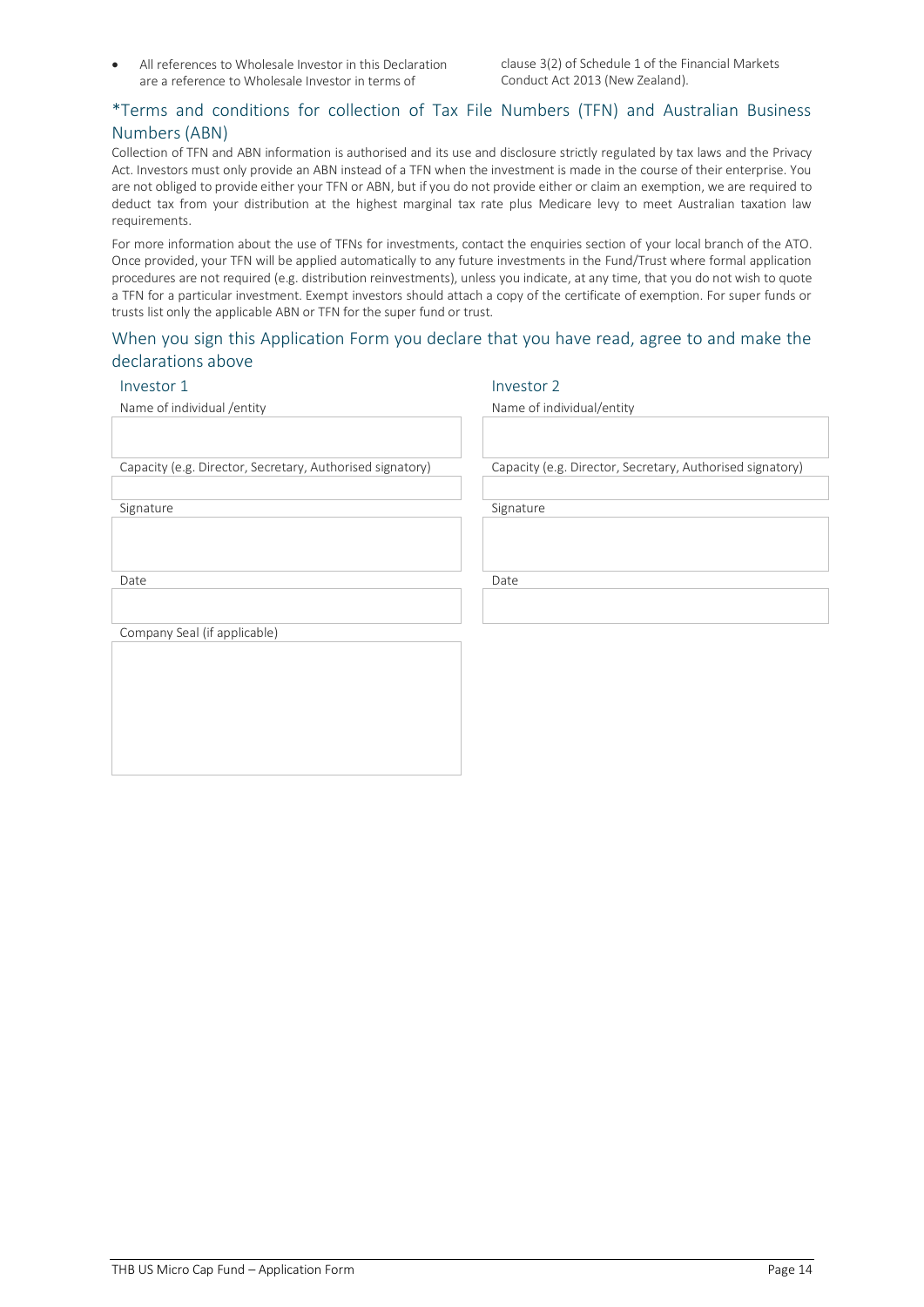- All references to Wholesale Investor in this Declaration are a reference to Wholesale Investor in terms of clause 3(2) of Schedule 1 of the Financial Markets Conduct Act 2013 (New Zealand).

## *Terms and conditions for collection of Tax File Numbers (TFN) and Australian Business Numbers (ABN)

Collection of TFN and ABN information is authorised and its use and disclosure strictly regulated by tax laws and the Privacy Act. Investors must only provide an ABN instead of a TFN when the investment is made in the course of their enterprise. You are not obliged to provide either your TFN or ABN, but if you do not provide either or claim an exemption, we are required to deduct tax from your distribution at the highest marginal tax rate plus Medicare levy to meet Australian taxation law requirements.

For more information about the use of TFNs for investments, contact the enquiries section of your local branch of the ATO. Once provided, your TFN will be applied automatically to any future investments in the Fund/Trust where formal application procedures are not required (e.g. distribution reinvestments), unless you indicate, at any time, that you do not wish to quote a TFN for a particular investment. Exempt investors should attach a copy of the certificate of exemption. For super funds or trusts list only the applicable ABN or TFN for the super fund or trust.

## When you sign this Application Form you declare that you have read, agree to and make the declarations above

| Investor 1 | Investor 2 |
|---|---|
| Name of individual /entity | Name of individual/entity |
| | |
| Capacity (e.g. Director, Secretary, Authorised signatory) | Capacity (e.g. Director, Secretary, Authorised signatory) |
| | |
| Signature | Signature |
| | |
| Date | Date |
| | |
| Company Seal (if applicable) | |
| | |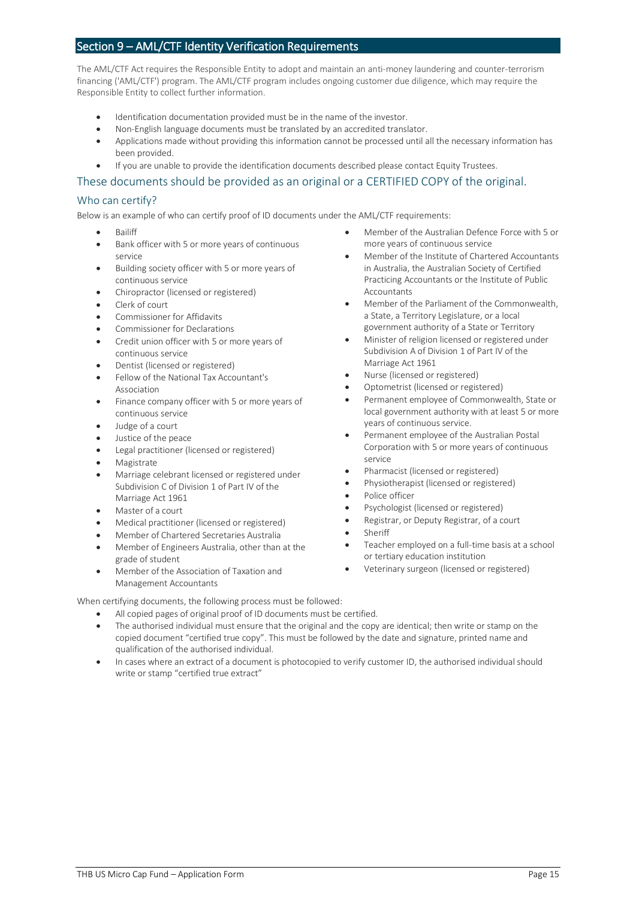## Section 9 – AML/CTF Identity Verification Requirements

The AML/CTF Act requires the Responsible Entity to adopt and maintain an anti-money laundering and counter-terrorism financing ('AML/CTF') program. The AML/CTF program includes ongoing customer due diligence, which may require the Responsible Entity to collect further information.

- Identification documentation provided must be in the name of the investor.
- Non-English language documents must be translated by an accredited translator.
- Applications made without providing this information cannot be processed until all the necessary information has been provided.
- If you are unable to provide the identification documents described please contact Equity Trustees.

### These documents should be provided as an original or a CERTIFIED COPY of the original.

### Who can certify?

Below is an example of who can certify proof of ID documents under the AML/CTF requirements:

- Bailiff
- Bank officer with 5 or more years of continuous service
- Building society officer with 5 or more years of continuous service
- Chiropractor (licensed or registered)
- Clerk of court
- Commissioner for Affidavits
- Commissioner for Declarations
- Credit union officer with 5 or more years of continuous service
- Dentist (licensed or registered)
- Fellow of the National Tax Accountant's Association
- Finance company officer with 5 or more years of continuous service
- Judge of a court
- Justice of the peace
- Legal practitioner (licensed or registered)
- Magistrate
- Marriage celebrant licensed or registered under Subdivision C of Division 1 of Part IV of the Marriage Act 1961
- Master of a court
- Medical practitioner (licensed or registered)
- Member of Chartered Secretaries Australia
- Member of Engineers Australia, other than at the grade of student
- Member of the Association of Taxation and Management Accountants
- Member of the Australian Defence Force with 5 or more years of continuous service
- Member of the Institute of Chartered Accountants in Australia, the Australian Society of Certified Practicing Accountants or the Institute of Public Accountants
- Member of the Parliament of the Commonwealth, a State, a Territory Legislature, or a local government authority of a State or Territory
- Minister of religion licensed or registered under Subdivision A of Division 1 of Part IV of the Marriage Act 1961
- Nurse (licensed or registered)
- Optometrist (licensed or registered)
- Permanent employee of Commonwealth, State or local government authority with at least 5 or more years of continuous service.
- Permanent employee of the Australian Postal Corporation with 5 or more years of continuous service
- Pharmacist (licensed or registered)
- Physiotherapist (licensed or registered)
- Police officer
- Psychologist (licensed or registered)
- Registrar, or Deputy Registrar, of a court
- Sheriff
- Teacher employed on a full-time basis at a school or tertiary education institution
- Veterinary surgeon (licensed or registered)

When certifying documents, the following process must be followed:

- All copied pages of original proof of ID documents must be certified.
- The authorised individual must ensure that the original and the copy are identical; then write or stamp on the copied document "certified true copy". This must be followed by the date and signature, printed name and qualification of the authorised individual.
- In cases where an extract of a document is photocopied to verify customer ID, the authorised individual should write or stamp "certified true extract"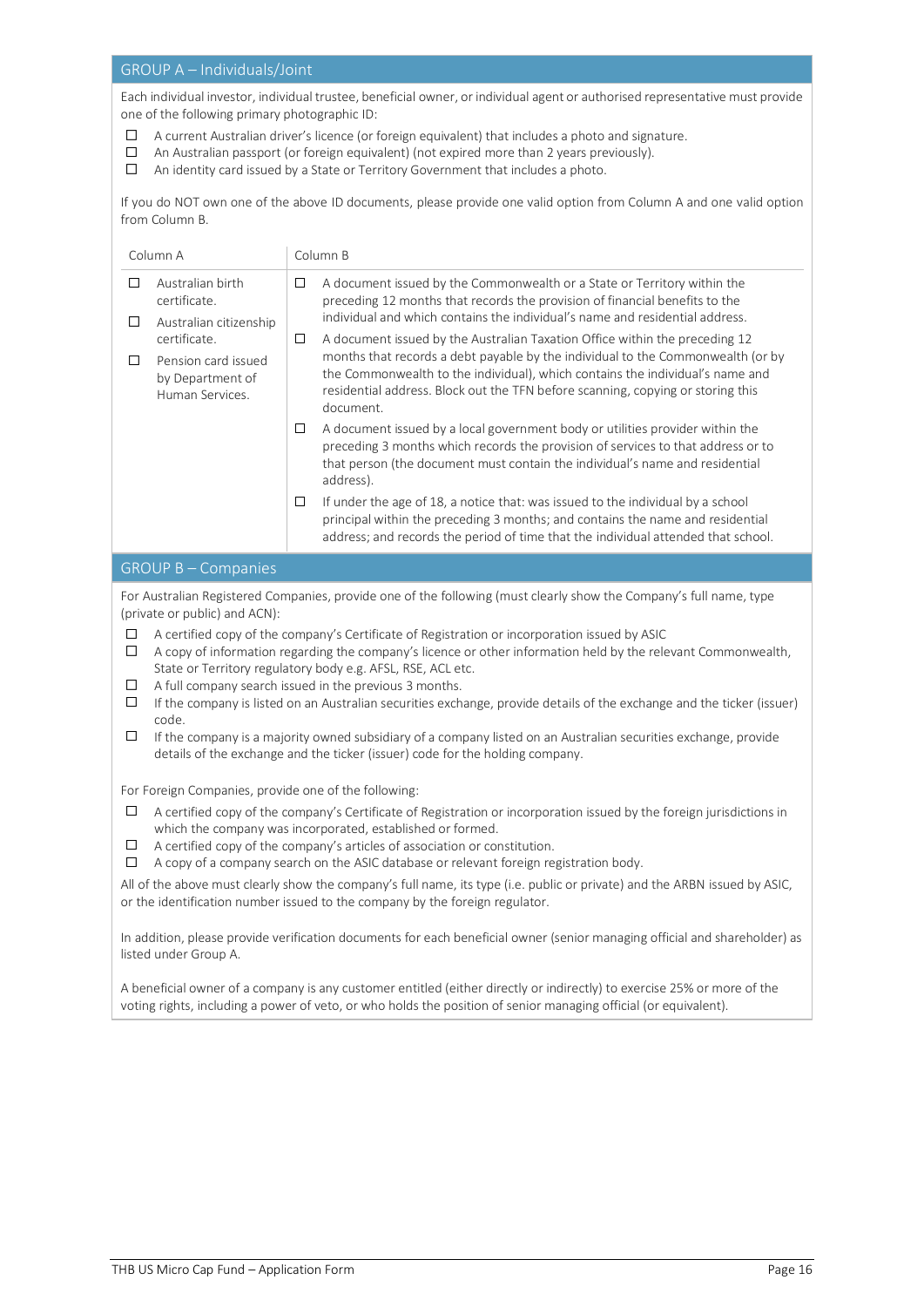## GROUP A – Individuals/Joint

Each individual investor, individual trustee, beneficial owner, or individual agent or authorised representative must provide one of the following primary photographic ID:

- ☐ A current Australian driver's licence (or foreign equivalent) that includes a photo and signature.
- ☐ An Australian passport (or foreign equivalent) (not expired more than 2 years previously).
- ☐ An identity card issued by a State or Territory Government that includes a photo.

If you do NOT own one of the above ID documents, please provide one valid option from Column A and one valid option from Column B.

| Column A | Column B |
|---|---|
| ☐ Australian birth certificate.<br>☐ Australian citizenship certificate.<br>☐ Pension card issued by Department of Human Services. | ☐ A document issued by the Commonwealth or a State or Territory within the preceding 12 months that records the provision of financial benefits to the individual and which contains the individual's name and residential address.<br>☐ A document issued by the Australian Taxation Office within the preceding 12 months that records a debt payable by the individual to the Commonwealth (or by the Commonwealth to the individual), which contains the individual's name and residential address. Block out the TFN before scanning, copying or storing this document.<br>☐ A document issued by a local government body or utilities provider within the preceding 3 months which records the provision of services to that address or to that person (the document must contain the individual's name and residential address).<br>☐ If under the age of 18, a notice that: was issued to the individual by a school principal within the preceding 3 months; and contains the name and residential address; and records the period of time that the individual attended that school. |

## GROUP B – Companies

For Australian Registered Companies, provide one of the following (must clearly show the Company's full name, type (private or public) and ACN):

- ☐ A certified copy of the company's Certificate of Registration or incorporation issued by ASIC
- ☐ A copy of information regarding the company's licence or other information held by the relevant Commonwealth, State or Territory regulatory body e.g. AFSL, RSE, ACL etc.
- ☐ A full company search issued in the previous 3 months.
- ☐ If the company is listed on an Australian securities exchange, provide details of the exchange and the ticker (issuer) code.
- ☐ If the company is a majority owned subsidiary of a company listed on an Australian securities exchange, provide details of the exchange and the ticker (issuer) code for the holding company.

For Foreign Companies, provide one of the following:

- ☐ A certified copy of the company's Certificate of Registration or incorporation issued by the foreign jurisdictions in which the company was incorporated, established or formed.
- ☐ A certified copy of the company's articles of association or constitution.
- ☐ A copy of a company search on the ASIC database or relevant foreign registration body.

All of the above must clearly show the company's full name, its type (i.e. public or private) and the ARBN issued by ASIC, or the identification number issued to the company by the foreign regulator.

In addition, please provide verification documents for each beneficial owner (senior managing official and shareholder) as listed under Group A.

A beneficial owner of a company is any customer entitled (either directly or indirectly) to exercise 25% or more of the voting rights, including a power of veto, or who holds the position of senior managing official (or equivalent).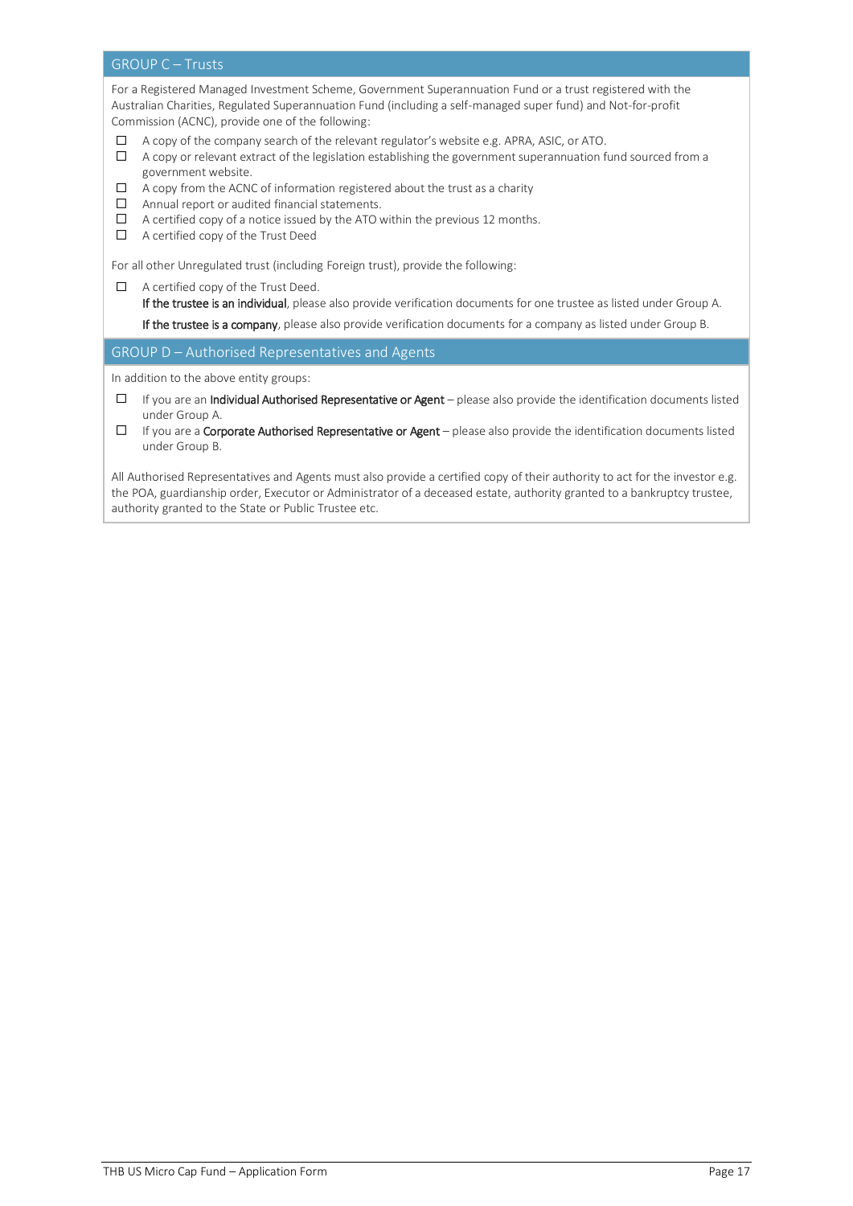## GROUP C – Trusts

For a Registered Managed Investment Scheme, Government Superannuation Fund or a trust registered with the Australian Charities, Regulated Superannuation Fund (including a self-managed super fund) and Not-for-profit Commission (ACNC), provide one of the following:

- ☐ A copy of the company search of the relevant regulator's website e.g. APRA, ASIC, or ATO.
- ☐ A copy or relevant extract of the legislation establishing the government superannuation fund sourced from a government website.
- ☐ A copy from the ACNC of information registered about the trust as a charity
- ☐ Annual report or audited financial statements.
- ☐ A certified copy of a notice issued by the ATO within the previous 12 months.
- ☐ A certified copy of the Trust Deed

For all other Unregulated trust (including Foreign trust), provide the following:

- ☐ A certified copy of the Trust Deed.

  **If the trustee is an individual**, please also provide verification documents for one trustee as listed under Group A.

  **If the trustee is a company**, please also provide verification documents for a company as listed under Group B.

## GROUP D – Authorised Representatives and Agents

In addition to the above entity groups:

- ☐ If you are an **Individual Authorised Representative or Agent** – please also provide the identification documents listed under Group A.
- ☐ If you are a **Corporate Authorised Representative or Agent** – please also provide the identification documents listed under Group B.

All Authorised Representatives and Agents must also provide a certified copy of their authority to act for the investor e.g. the POA, guardianship order, Executor or Administrator of a deceased estate, authority granted to a bankruptcy trustee, authority granted to the State or Public Trustee etc.